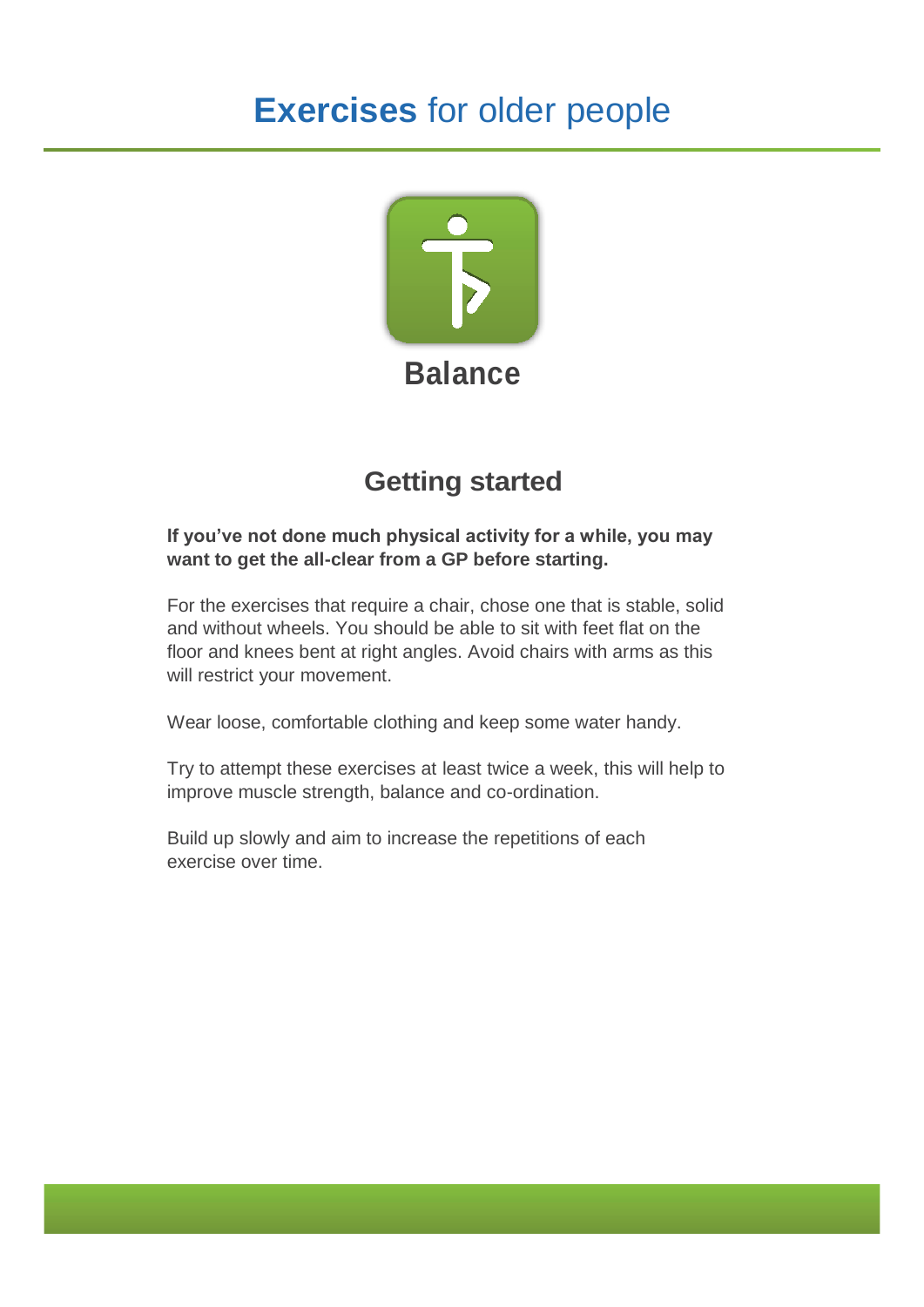# **Exercises** for older people

## Balance

### Getting started

**If you've not done much physical activity for a while, you may want to get the all-clear from a GP before starting.**

For the exercises that require a chair, chose one that is stable, solid and without wheels. You should be able to sit with feet flat on the floor and knees bent at right angles. Avoid chairs with arms as this will restrict your movement.

Wear loose, comfortable clothing and keep some water handy.

Try to attempt these exercises at least twice a week, this will help to improve muscle strength, balance and co-ordination.

Build up slowly and aim to increase the repetitions of each exercise over time.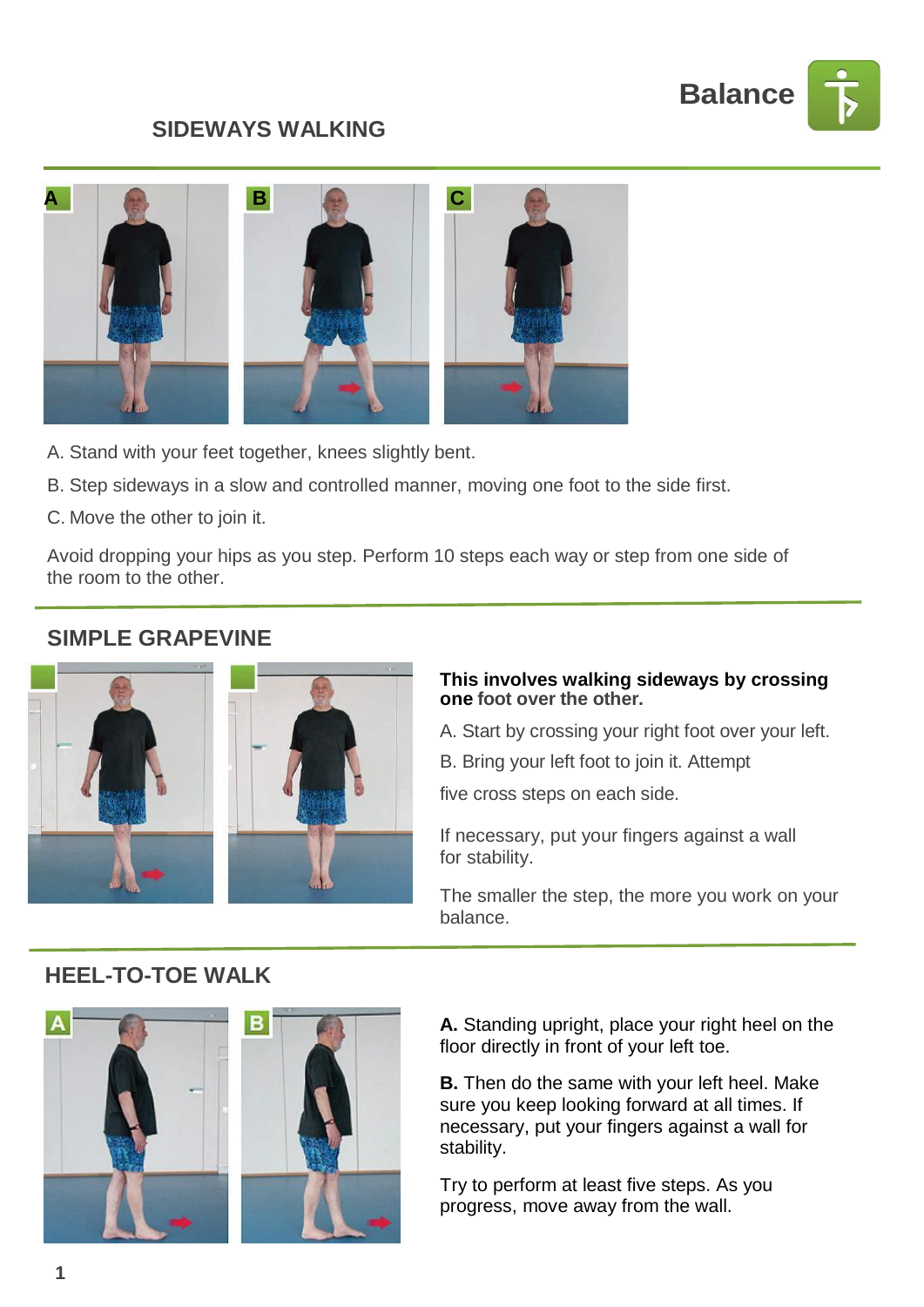Balance

## SIDEWAYS WALKING

A. Stand with your feet together, knees slightly bent.

B. Step sideways in a slow and controlled manner, moving one foot to the side first.

C. Move the other to join it.

Avoid dropping your hips as you step. Perform 10 steps each way or step from one side of the room to the other.

## SIMPLE GRAPEVINE

**This involves walking sideways by crossing one foot over the other.**

A. Start by crossing your right foot over your left.

B. Bring your left foot to join it. Attempt

five cross steps on each side.

If necessary, put your fingers against a wall for stability.

The smaller the step, the more you work on your balance.

## HEEL-TO-TOE WALK

**A.** Standing upright, place your right heel on the floor directly in front of your left toe.

**B.** Then do the same with your left heel. Make sure you keep looking forward at all times. If necessary, put your fingers against a wall for stability.

Try to perform at least five steps. As you progress, move away from the wall.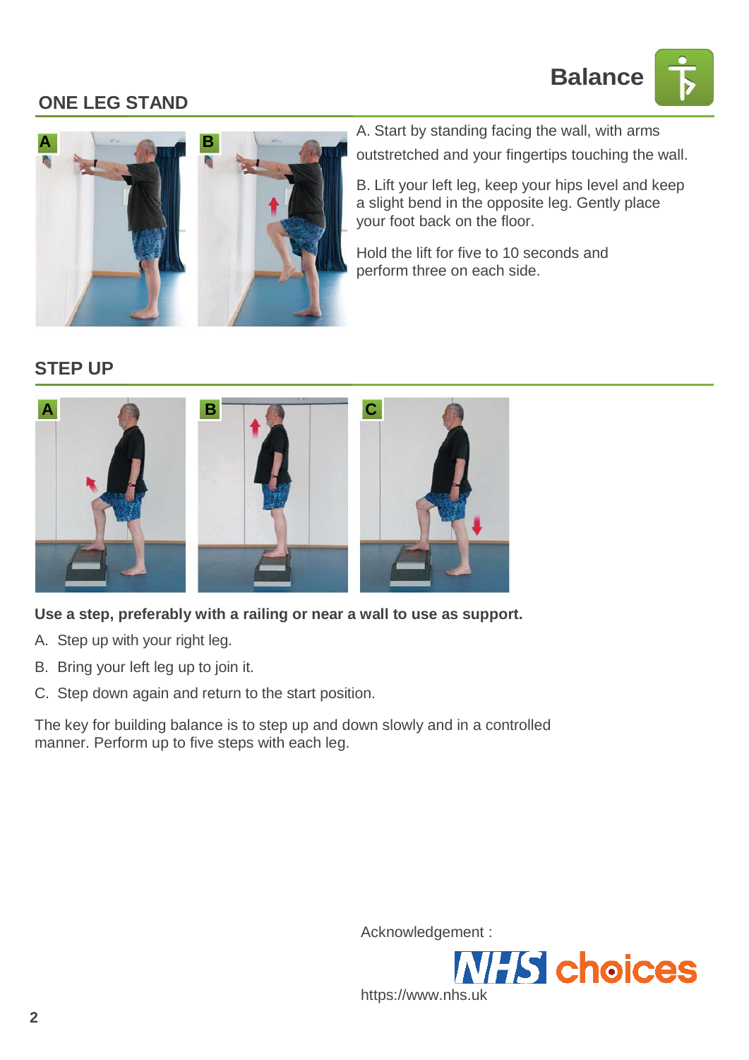# Balance

## ONE LEG STAND

A. Start by standing facing the wall, with arms outstretched and your fingertips touching the wall.

B. Lift your left leg, keep your hips level and keep a slight bend in the opposite leg. Gently place your foot back on the floor.

Hold the lift for five to 10 seconds and perform three on each side.

## STEP UP

**Use a step, preferably with a railing or near a wall to use as support.**

A. Step up with your right leg.

B. Bring your left leg up to join it.

C. Step down again and return to the start position.

The key for building balance is to step up and down slowly and in a controlled manner. Perform up to five steps with each leg.

Acknowledgement :

NHS choices

https://www.nhs.uk